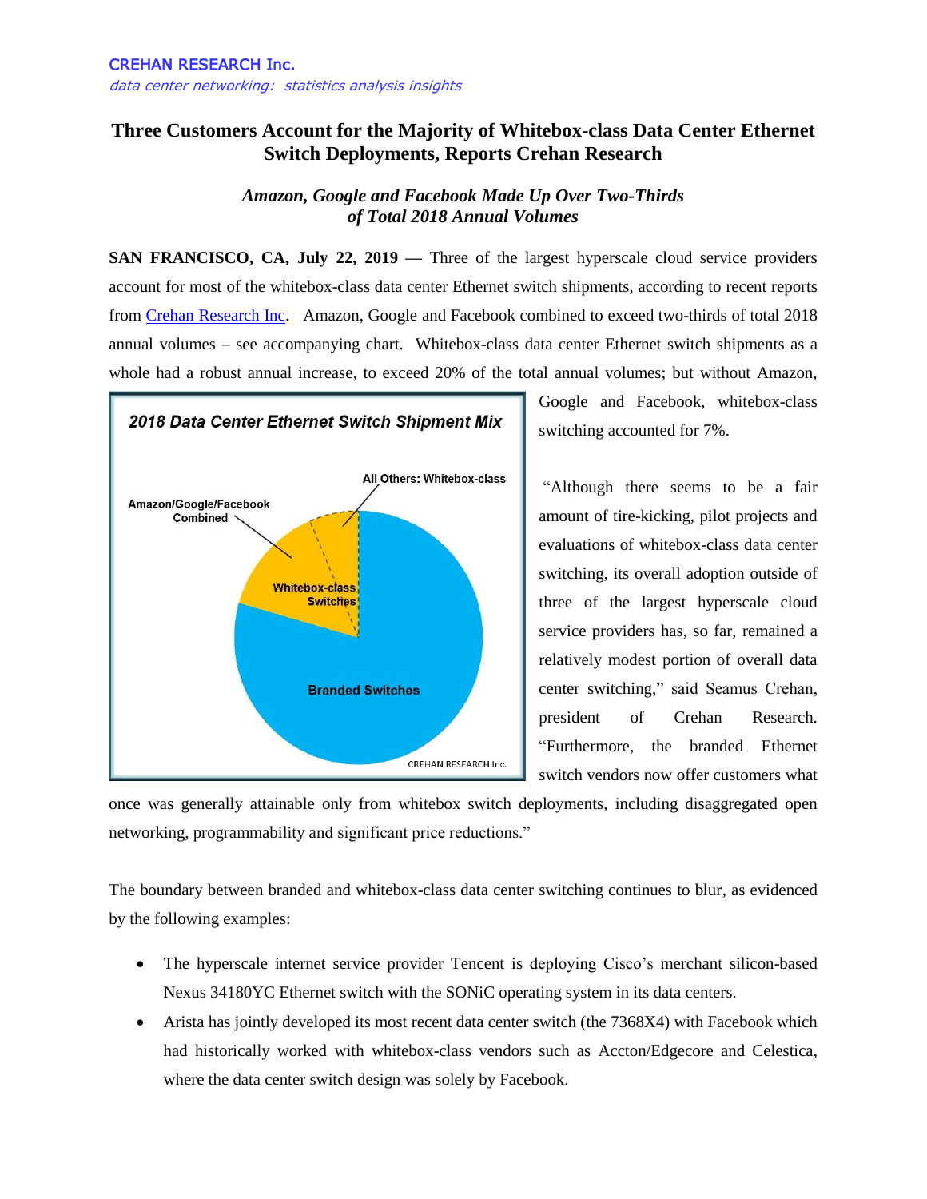CREHAN RESEARCH Inc.

*data center networking: statistics analysis insights*

# Three Customers Account for the Majority of Whitebox-class Data Center Ethernet Switch Deployments, Reports Crehan Research

### *Amazon, Google and Facebook Made Up Over Two-Thirds of Total 2018 Annual Volumes*

**SAN FRANCISCO, CA, July 22, 2019 —** Three of the largest hyperscale cloud service providers account for most of the whitebox-class data center Ethernet switch shipments, according to recent reports from Crehan Research Inc. Amazon, Google and Facebook combined to exceed two-thirds of total 2018 annual volumes – see accompanying chart. Whitebox-class data center Ethernet switch shipments as a whole had a robust annual increase, to exceed 20% of the total annual volumes; but without Amazon, Google and Facebook, whitebox-class switching accounted for 7%.

**2018 Data Center Ethernet Switch Shipment Mix**

- Branded Switches
- Whitebox-class Switches
  - Amazon/Google/Facebook Combined
  - All Others: Whitebox-class

CREHAN RESEARCH Inc.

"Although there seems to be a fair amount of tire-kicking, pilot projects and evaluations of whitebox-class data center switching, its overall adoption outside of three of the largest hyperscale cloud service providers has, so far, remained a relatively modest portion of overall data center switching," said Seamus Crehan, president of Crehan Research. "Furthermore, the branded Ethernet switch vendors now offer customers what once was generally attainable only from whitebox switch deployments, including disaggregated open networking, programmability and significant price reductions."

The boundary between branded and whitebox-class data center switching continues to blur, as evidenced by the following examples:

- The hyperscale internet service provider Tencent is deploying Cisco's merchant silicon-based Nexus 34180YC Ethernet switch with the SONiC operating system in its data centers.
- Arista has jointly developed its most recent data center switch (the 7368X4) with Facebook which had historically worked with whitebox-class vendors such as Accton/Edgecore and Celestica, where the data center switch design was solely by Facebook.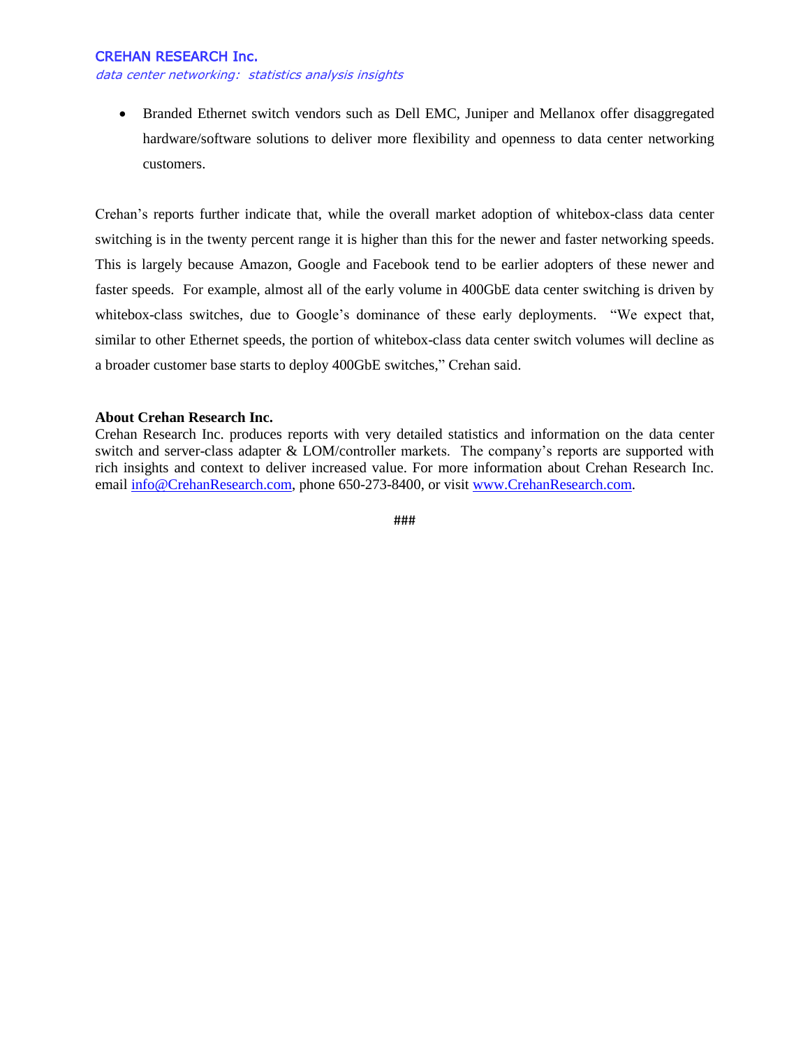- Branded Ethernet switch vendors such as Dell EMC, Juniper and Mellanox offer disaggregated hardware/software solutions to deliver more flexibility and openness to data center networking customers.

Crehan's reports further indicate that, while the overall market adoption of whitebox-class data center switching is in the twenty percent range it is higher than this for the newer and faster networking speeds. This is largely because Amazon, Google and Facebook tend to be earlier adopters of these newer and faster speeds. For example, almost all of the early volume in 400GbE data center switching is driven by whitebox-class switches, due to Google's dominance of these early deployments. "We expect that, similar to other Ethernet speeds, the portion of whitebox-class data center switch volumes will decline as a broader customer base starts to deploy 400GbE switches," Crehan said.

**About Crehan Research Inc.**

Crehan Research Inc. produces reports with very detailed statistics and information on the data center switch and server-class adapter & LOM/controller markets. The company's reports are supported with rich insights and context to deliver increased value. For more information about Crehan Research Inc. email [info@CrehanResearch.com](mailto:info@CrehanResearch.com), phone 650-273-8400, or visit [www.CrehanResearch.com](http://www.CrehanResearch.com).

###